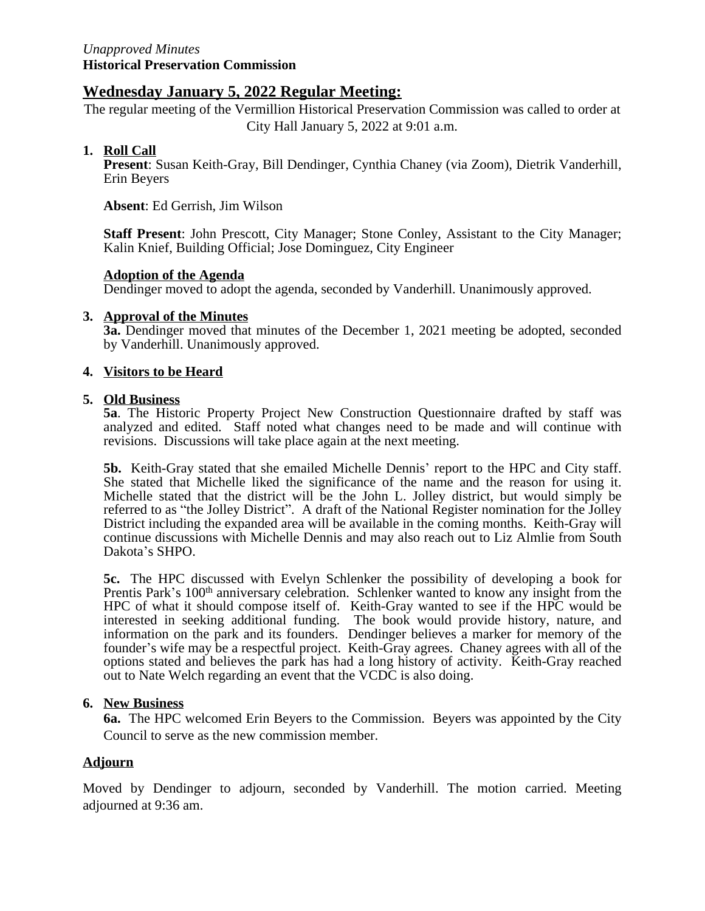*Unapproved Minutes*
**Historical Preservation Commission**

## Wednesday January 5, 2022 Regular Meeting:

The regular meeting of the Vermillion Historical Preservation Commission was called to order at City Hall January 5, 2022 at 9:01 a.m.

1. **Roll Call**
   **Present**: Susan Keith-Gray, Bill Dendinger, Cynthia Chaney (via Zoom), Dietrik Vanderhill, Erin Beyers

   **Absent**: Ed Gerrish, Jim Wilson

   **Staff Present**: John Prescott, City Manager; Stone Conley, Assistant to the City Manager; Kalin Knief, Building Official; Jose Dominguez, City Engineer

   **Adoption of the Agenda**
   Dendinger moved to adopt the agenda, seconded by Vanderhill. Unanimously approved.

3. **Approval of the Minutes**
   **3a.** Dendinger moved that minutes of the December 1, 2021 meeting be adopted, seconded by Vanderhill. Unanimously approved.

4. **Visitors to be Heard**

5. **Old Business**
   **5a**. The Historic Property Project New Construction Questionnaire drafted by staff was analyzed and edited. Staff noted what changes need to be made and will continue with revisions. Discussions will take place again at the next meeting.

   **5b.** Keith-Gray stated that she emailed Michelle Dennis' report to the HPC and City staff. She stated that Michelle liked the significance of the name and the reason for using it. Michelle stated that the district will be the John L. Jolley district, but would simply be referred to as "the Jolley District". A draft of the National Register nomination for the Jolley District including the expanded area will be available in the coming months. Keith-Gray will continue discussions with Michelle Dennis and may also reach out to Liz Almlie from South Dakota's SHPO.

   **5c.** The HPC discussed with Evelyn Schlenker the possibility of developing a book for Prentis Park's 100th anniversary celebration. Schlenker wanted to know any insight from the HPC of what it should compose itself of. Keith-Gray wanted to see if the HPC would be interested in seeking additional funding. The book would provide history, nature, and information on the park and its founders. Dendinger believes a marker for memory of the founder's wife may be a respectful project. Keith-Gray agrees. Chaney agrees with all of the options stated and believes the park has had a long history of activity. Keith-Gray reached out to Nate Welch regarding an event that the VCDC is also doing.

6. **New Business**
   **6a.** The HPC welcomed Erin Beyers to the Commission. Beyers was appointed by the City Council to serve as the new commission member.

**Adjourn**

Moved by Dendinger to adjourn, seconded by Vanderhill. The motion carried. Meeting adjourned at 9:36 am.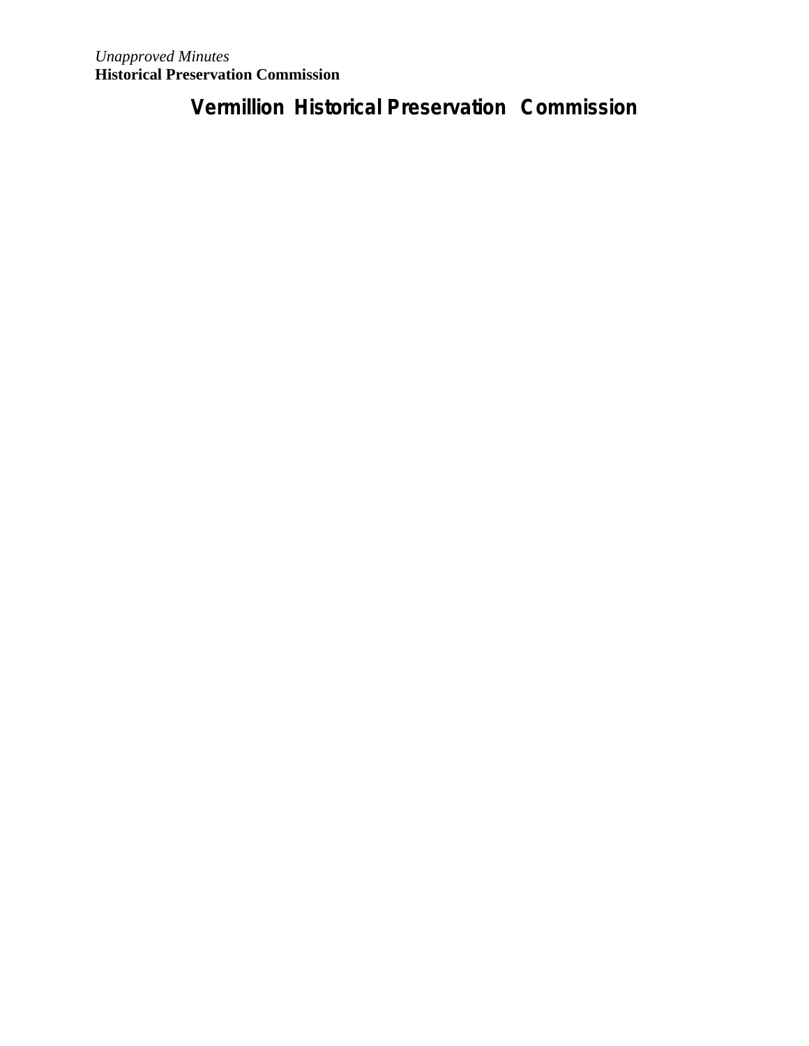# Vermillion Historical Preservation Commission